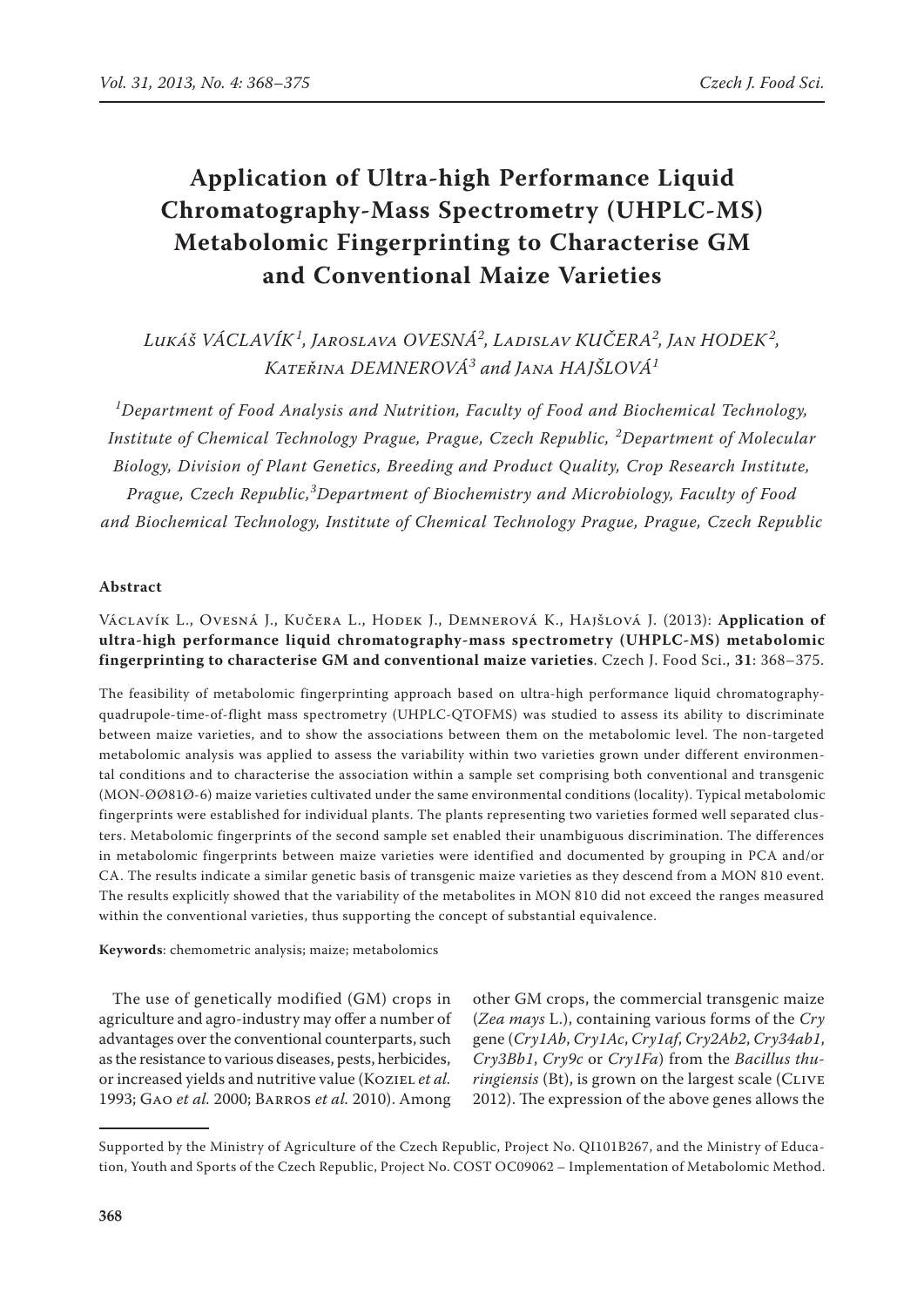# Application of Ultra-high Performance Liquid Chromatography-Mass Spectrometry (UHPLC-MS) Metabolomic Fingerprinting to Characterise GM and Conventional Maize Varieties

*Lukáš VÁCLAVÍK[1], Jaroslava OVESNÁ[2], Ladislav KUČERA[2], Jan HODEK[2], Kateřina DEMNEROVÁ[3] and Jana HAJŠLOVÁ[1]*

*[1]Department of Food Analysis and Nutrition, Faculty of Food and Biochemical Technology, Institute of Chemical Technology Prague, Prague, Czech Republic, [2]Department of Molecular Biology, Division of Plant Genetics, Breeding and Product Quality, Crop Research Institute, Prague, Czech Republic, [3]Department of Biochemistry and Microbiology, Faculty of Food and Biochemical Technology, Institute of Chemical Technology Prague, Prague, Czech Republic*

### Abstract

Václavík L., Ovesná J., Kučera L., Hodek J., Demnerová K., Hajšlová J. (2013): **Application of ultra-high performance liquid chromatography-mass spectrometry (UHPLC-MS) metabolomic fingerprinting to characterise GM and conventional maize varieties**. Czech J. Food Sci., **31**: 368–375.

The feasibility of metabolomic fingerprinting approach based on ultra-high performance liquid chromatography-quadrupole-time-of-flight mass spectrometry (UHPLC-QTOFMS) was studied to assess its ability to discriminate between maize varieties, and to show the associations between them on the metabolomic level. The non-targeted metabolomic analysis was applied to assess the variability within two varieties grown under different environmental conditions and to characterise the association within a sample set comprising both conventional and transgenic (MON-ØØ81Ø-6) maize varieties cultivated under the same environmental conditions (locality). Typical metabolomic fingerprints were established for individual plants. The plants representing two varieties formed well separated clusters. Metabolomic fingerprints of the second sample set enabled their unambiguous discrimination. The differences in metabolomic fingerprints between maize varieties were identified and documented by grouping in PCA and/or CA. The results indicate a similar genetic basis of transgenic maize varieties as they descend from a MON 810 event. The results explicitly showed that the variability of the metabolites in MON 810 did not exceed the ranges measured within the conventional varieties, thus supporting the concept of substantial equivalence.

**Keywords**: chemometric analysis; maize; metabolomics

The use of genetically modified (GM) crops in agriculture and agro-industry may offer a number of advantages over the conventional counterparts, such as the resistance to various diseases, pests, herbicides, or increased yields and nutritive value (Koziel *et al.* 1993; Gao *et al.* 2000; Barros *et al.* 2010). Among other GM crops, the commercial transgenic maize (*Zea mays* L.), containing various forms of the *Cry* gene (*Cry1Ab*, *Cry1Ac*, *Cry1af*, *Cry2Ab2*, *Cry34ab1*, *Cry3Bb1*, *Cry9c* or *Cry1Fa*) from the *Bacillus thuringiensis* (Bt), is grown on the largest scale (Clive 2012). The expression of the above genes allows the

Supported by the Ministry of Agriculture of the Czech Republic, Project No. QI101B267, and the Ministry of Education, Youth and Sports of the Czech Republic, Project No. COST OC09062 – Implementation of Metabolomic Method.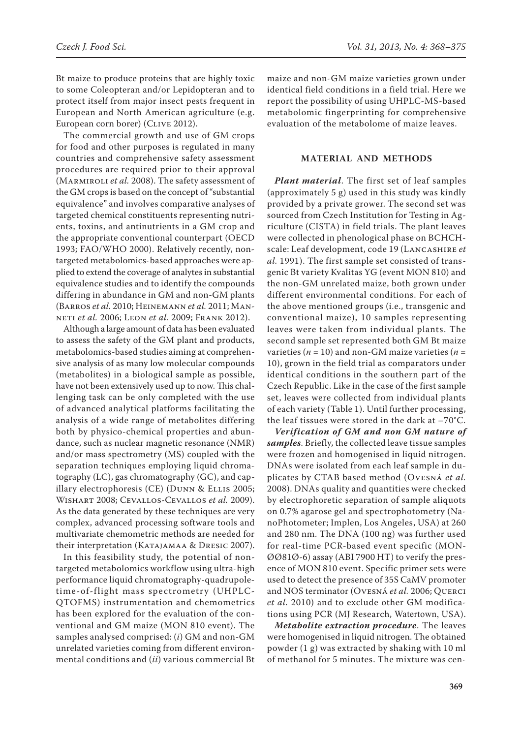Bt maize to produce proteins that are highly toxic to some Coleopteran and/or Lepidopteran and to protect itself from major insect pests frequent in European and North American agriculture (e.g. European corn borer) (Clive 2012).

The commercial growth and use of GM crops for food and other purposes is regulated in many countries and comprehensive safety assessment procedures are required prior to their approval (Marmiroli *et al.* 2008). The safety assessment of the GM crops is based on the concept of "substantial equivalence" and involves comparative analyses of targeted chemical constituents representing nutrients, toxins, and antinutrients in a GM crop and the appropriate conventional counterpart (OECD 1993; FAO/WHO 2000). Relatively recently, non-targeted metabolomics-based approaches were applied to extend the coverage of analytes in substantial equivalence studies and to identify the compounds differing in abundance in GM and non-GM plants (Barros *et al.* 2010; Heinemann *et al.* 2011; Manneti *et al.* 2006; Leon *et al.* 2009; Frank 2012).

Although a large amount of data has been evaluated to assess the safety of the GM plant and products, metabolomics-based studies aiming at comprehensive analysis of as many low molecular compounds (metabolites) in a biological sample as possible, have not been extensively used up to now. This challenging task can be only completed with the use of advanced analytical platforms facilitating the analysis of a wide range of metabolites differing both by physico-chemical properties and abundance, such as nuclear magnetic resonance (NMR) and/or mass spectrometry (MS) coupled with the separation techniques employing liquid chromatography (LC), gas chromatography (GC), and capillary electrophoresis (CE) (Dunn & Ellis 2005; Wishart 2008; Cevallos-Cevallos *et al.* 2009). As the data generated by these techniques are very complex, advanced processing software tools and multivariate chemometric methods are needed for their interpretation (Katajamaa & Dresic 2007).

In this feasibility study, the potential of non-targeted metabolomics workflow using ultra-high performance liquid chromatography-quadrupole-time-of-flight mass spectrometry (UHPLC-QTOFMS) instrumentation and chemometrics has been explored for the evaluation of the conventional and GM maize (MON 810 event). The samples analysed comprised: (*i*) GM and non-GM unrelated varieties coming from different environmental conditions and (*ii*) various commercial Bt maize and non-GM maize varieties grown under identical field conditions in a field trial. Here we report the possibility of using UHPLC-MS-based metabolomic fingerprinting for comprehensive evaluation of the metabolome of maize leaves.

## MATERIAL AND METHODS

***Plant material***. The first set of leaf samples (approximately 5 g) used in this study was kindly provided by a private grower. The second set was sourced from Czech Institution for Testing in Agriculture (CISTA) in field trials. The plant leaves were collected in phenological phase on BCHCH-scale: Leaf development, code 19 (Lancashire *et al.* 1991). The first sample consisted of transgenic Bt variety Kvalitas YG (event MON 810) and the non-GM unrelated maize, both grown under different environmental conditions. For each of the above mentioned groups (i.e., transgenic and conventional maize), 10 samples representing leaves were taken from individual plants. The second sample set represented both GM Bt maize varieties ($n = 10$) and non-GM maize varieties ($n = 10$), grown in the field trial as comparators under identical conditions in the southern part of the Czech Republic. Like in the case of the first sample set, leaves were collected from individual plants of each variety (Table 1). Until further processing, the leaf tissues were stored in the dark at –70°C.

***Verification of GM and non GM nature of samples***. Briefly, the collected leave tissue samples were frozen and homogenised in liquid nitrogen. DNAs were isolated from each leaf sample in duplicates by CTAB based method (Ovesná *et al.* 2008). DNAs quality and quantities were checked by electrophoretic separation of sample aliquots on 0.7% agarose gel and spectrophotometry (NanoPhotometer; Implen, Los Angeles, USA) at 260 and 280 nm. The DNA (100 ng) was further used for real-time PCR-based event specific (MON-ØØ81Ø-6) assay (ABI 7900 HT) to verify the presence of MON 810 event. Specific primer sets were used to detect the presence of 35S CaMV promoter and NOS terminator (Ovesná *et al.* 2006; Querci *et al.* 2010) and to exclude other GM modifications using PCR (MJ Research, Watertown, USA).

***Metabolite extraction procedure***. The leaves were homogenised in liquid nitrogen. The obtained powder (1 g) was extracted by shaking with 10 ml of methanol for 5 minutes. The mixture was cen-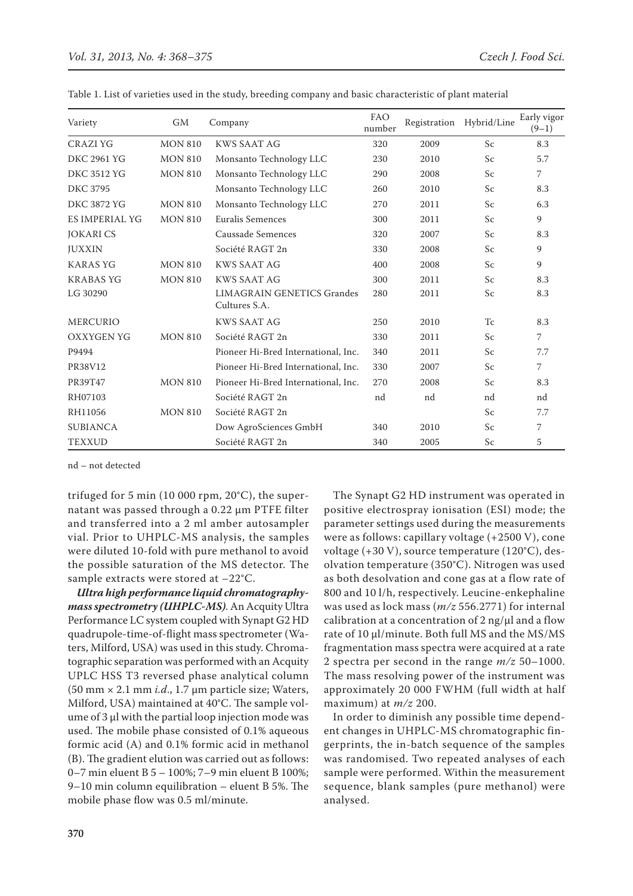Table 1. List of varieties used in the study, breeding company and basic characteristic of plant material

| Variety | GM | Company | FAO number | Registration | Hybrid/Line | Early vigor (9–1) |
|---|---|---|---|---|---|---|
| CRAZI YG | MON 810 | KWS SAAT AG | 320 | 2009 | Sc | 8.3 |
| DKC 2961 YG | MON 810 | Monsanto Technology LLC | 230 | 2010 | Sc | 5.7 |
| DKC 3512 YG | MON 810 | Monsanto Technology LLC | 290 | 2008 | Sc | 7 |
| DKC 3795 | | Monsanto Technology LLC | 260 | 2010 | Sc | 8.3 |
| DKC 3872 YG | MON 810 | Monsanto Technology LLC | 270 | 2011 | Sc | 6.3 |
| ES IMPERIAL YG | MON 810 | Euralis Semences | 300 | 2011 | Sc | 9 |
| JOKARI CS | | Caussade Semences | 320 | 2007 | Sc | 8.3 |
| JUXXIN | | Société RAGT 2n | 330 | 2008 | Sc | 9 |
| KARAS YG | MON 810 | KWS SAAT AG | 400 | 2008 | Sc | 9 |
| KRABAS YG | MON 810 | KWS SAAT AG | 300 | 2011 | Sc | 8.3 |
| LG 30290 | | LIMAGRAIN GENETICS Grandes Cultures S.A. | 280 | 2011 | Sc | 8.3 |
| MERCURIO | | KWS SAAT AG | 250 | 2010 | Tc | 8.3 |
| OXXYGEN YG | MON 810 | Société RAGT 2n | 330 | 2011 | Sc | 7 |
| P9494 | | Pioneer Hi-Bred International, Inc. | 340 | 2011 | Sc | 7.7 |
| PR38V12 | | Pioneer Hi-Bred International, Inc. | 330 | 2007 | Sc | 7 |
| PR39T47 | MON 810 | Pioneer Hi-Bred International, Inc. | 270 | 2008 | Sc | 8.3 |
| RH07103 | | Société RAGT 2n | nd | nd | nd | nd |
| RH11056 | MON 810 | Société RAGT 2n | | | Sc | 7.7 |
| SUBIANCA | | Dow AgroSciences GmbH | 340 | 2010 | Sc | 7 |
| TEXXUD | | Société RAGT 2n | 340 | 2005 | Sc | 5 |

nd – not detected

trifuged for 5 min (10 000 rpm, 20°C), the supernatant was passed through a 0.22 µm PTFE filter and transferred into a 2 ml amber autosampler vial. Prior to UHPLC-MS analysis, the samples were diluted 10-fold with pure methanol to avoid the possible saturation of the MS detector. The sample extracts were stored at –22°C.

***Ultra high performance liquid chromatography-mass spectrometry (UHPLC-MS).*** An Acquity Ultra Performance LC system coupled with Synapt G2 HD quadrupole-time-of-flight mass spectrometer (Waters, Milford, USA) was used in this study. Chromatographic separation was performed with an Acquity UPLC HSS T3 reversed phase analytical column (50 mm × 2.1 mm *i.d*., 1.7 µm particle size; Waters, Milford, USA) maintained at 40°C. The sample volume of 3 µl with the partial loop injection mode was used. The mobile phase consisted of 0.1% aqueous formic acid (A) and 0.1% formic acid in methanol (B). The gradient elution was carried out as follows: 0–7 min eluent B 5 – 100%; 7–9 min eluent B 100%; 9–10 min column equilibration – eluent B 5%. The mobile phase flow was 0.5 ml/minute.

The Synapt G2 HD instrument was operated in positive electrospray ionisation (ESI) mode; the parameter settings used during the measurements were as follows: capillary voltage (+2500 V), cone voltage (+30 V), source temperature (120°C), desolvation temperature (350°C). Nitrogen was used as both desolvation and cone gas at a flow rate of 800 and 10 l/h, respectively. Leucine-enkephaline was used as lock mass (*m/z* 556.2771) for internal calibration at a concentration of 2 ng/µl and a flow rate of 10 µl/minute. Both full MS and the MS/MS fragmentation mass spectra were acquired at a rate 2 spectra per second in the range *m/z* 50–1000. The mass resolving power of the instrument was approximately 20 000 FWHM (full width at half maximum) at *m/z* 200.

In order to diminish any possible time dependent changes in UHPLC-MS chromatographic fingerprints, the in-batch sequence of the samples was randomised. Two repeated analyses of each sample were performed. Within the measurement sequence, blank samples (pure methanol) were analysed.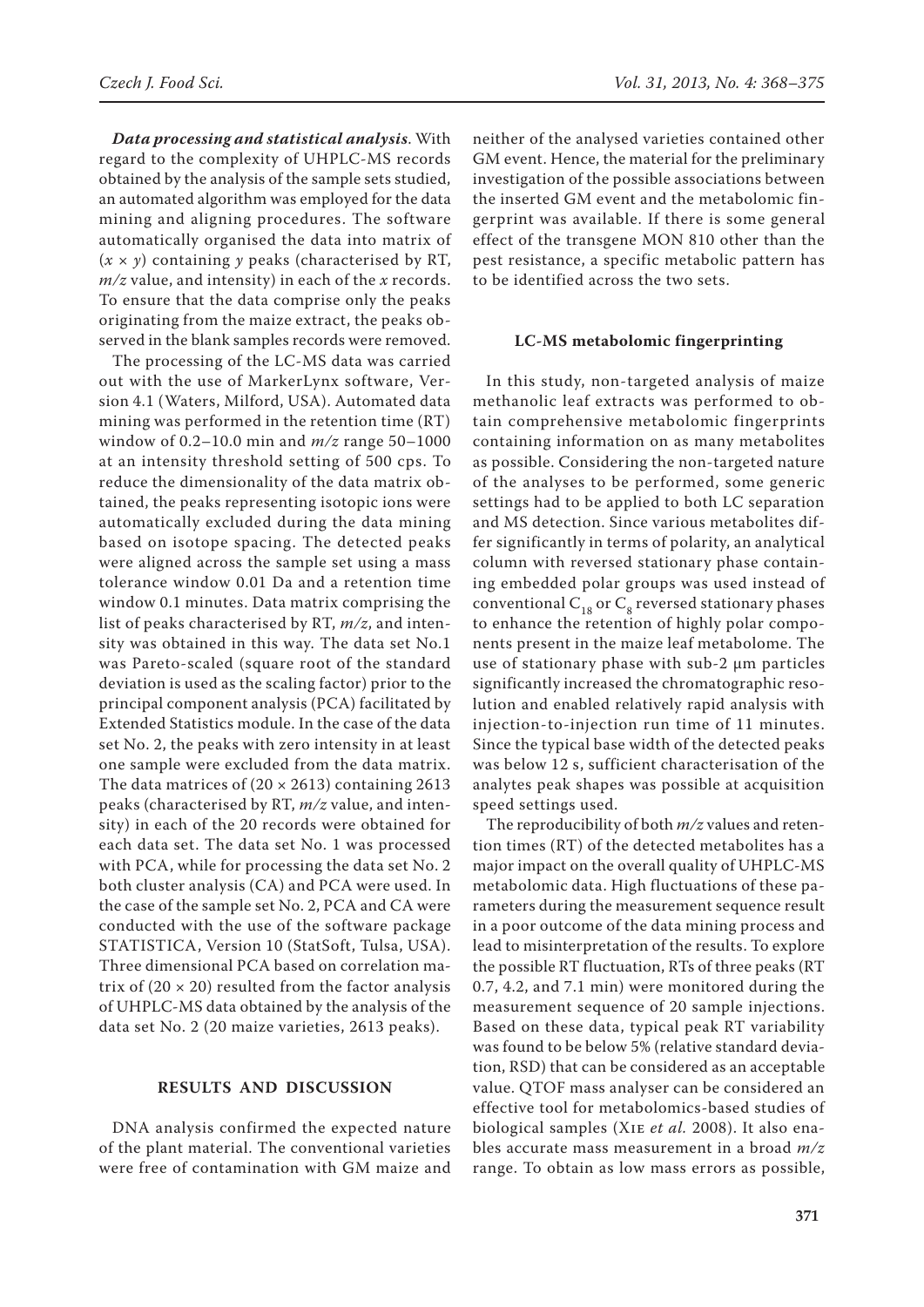***Data processing and statistical analysis***. With regard to the complexity of UHPLC-MS records obtained by the analysis of the sample sets studied, an automated algorithm was employed for the data mining and aligning procedures. The software automatically organised the data into matrix of ($x \times y$) containing $y$ peaks (characterised by RT, $m/z$ value, and intensity) in each of the $x$ records. To ensure that the data comprise only the peaks originating from the maize extract, the peaks observed in the blank samples records were removed.

The processing of the LC-MS data was carried out with the use of MarkerLynx software, Version 4.1 (Waters, Milford, USA). Automated data mining was performed in the retention time (RT) window of 0.2–10.0 min and $m/z$ range 50–1000 at an intensity threshold setting of 500 cps. To reduce the dimensionality of the data matrix obtained, the peaks representing isotopic ions were automatically excluded during the data mining based on isotope spacing. The detected peaks were aligned across the sample set using a mass tolerance window 0.01 Da and a retention time window 0.1 minutes. Data matrix comprising the list of peaks characterised by RT, $m/z$, and intensity was obtained in this way. The data set No.1 was Pareto-scaled (square root of the standard deviation is used as the scaling factor) prior to the principal component analysis (PCA) facilitated by Extended Statistics module. In the case of the data set No. 2, the peaks with zero intensity in at least one sample were excluded from the data matrix. The data matrices of ($20 \times 2613$) containing 2613 peaks (characterised by RT, $m/z$ value, and intensity) in each of the 20 records were obtained for each data set. The data set No. 1 was processed with PCA, while for processing the data set No. 2 both cluster analysis (CA) and PCA were used. In the case of the sample set No. 2, PCA and CA were conducted with the use of the software package STATISTICA, Version 10 (StatSoft, Tulsa, USA). Three dimensional PCA based on correlation matrix of ($20 \times 20$) resulted from the factor analysis of UHPLC-MS data obtained by the analysis of the data set No. 2 (20 maize varieties, 2613 peaks).

## RESULTS AND DISCUSSION

DNA analysis confirmed the expected nature of the plant material. The conventional varieties were free of contamination with GM maize and neither of the analysed varieties contained other GM event. Hence, the material for the preliminary investigation of the possible associations between the inserted GM event and the metabolomic fingerprint was available. If there is some general effect of the transgene MON 810 other than the pest resistance, a specific metabolic pattern has to be identified across the two sets.

### LC-MS metabolomic fingerprinting

In this study, non-targeted analysis of maize methanolic leaf extracts was performed to obtain comprehensive metabolomic fingerprints containing information on as many metabolites as possible. Considering the non-targeted nature of the analyses to be performed, some generic settings had to be applied to both LC separation and MS detection. Since various metabolites differ significantly in terms of polarity, an analytical column with reversed stationary phase containing embedded polar groups was used instead of conventional $C_{18}$ or $C_8$ reversed stationary phases to enhance the retention of highly polar components present in the maize leaf metabolome. The use of stationary phase with sub-2 µm particles significantly increased the chromatographic resolution and enabled relatively rapid analysis with injection-to-injection run time of 11 minutes. Since the typical base width of the detected peaks was below 12 s, sufficient characterisation of the analytes peak shapes was possible at acquisition speed settings used.

The reproducibility of both $m/z$ values and retention times (RT) of the detected metabolites has a major impact on the overall quality of UHPLC-MS metabolomic data. High fluctuations of these parameters during the measurement sequence result in a poor outcome of the data mining process and lead to misinterpretation of the results. To explore the possible RT fluctuation, RTs of three peaks (RT 0.7, 4.2, and 7.1 min) were monitored during the measurement sequence of 20 sample injections. Based on these data, typical peak RT variability was found to be below 5% (relative standard deviation, RSD) that can be considered as an acceptable value. QTOF mass analyser can be considered an effective tool for metabolomics-based studies of biological samples (Xie *et al.* 2008). It also enables accurate mass measurement in a broad $m/z$ range. To obtain as low mass errors as possible,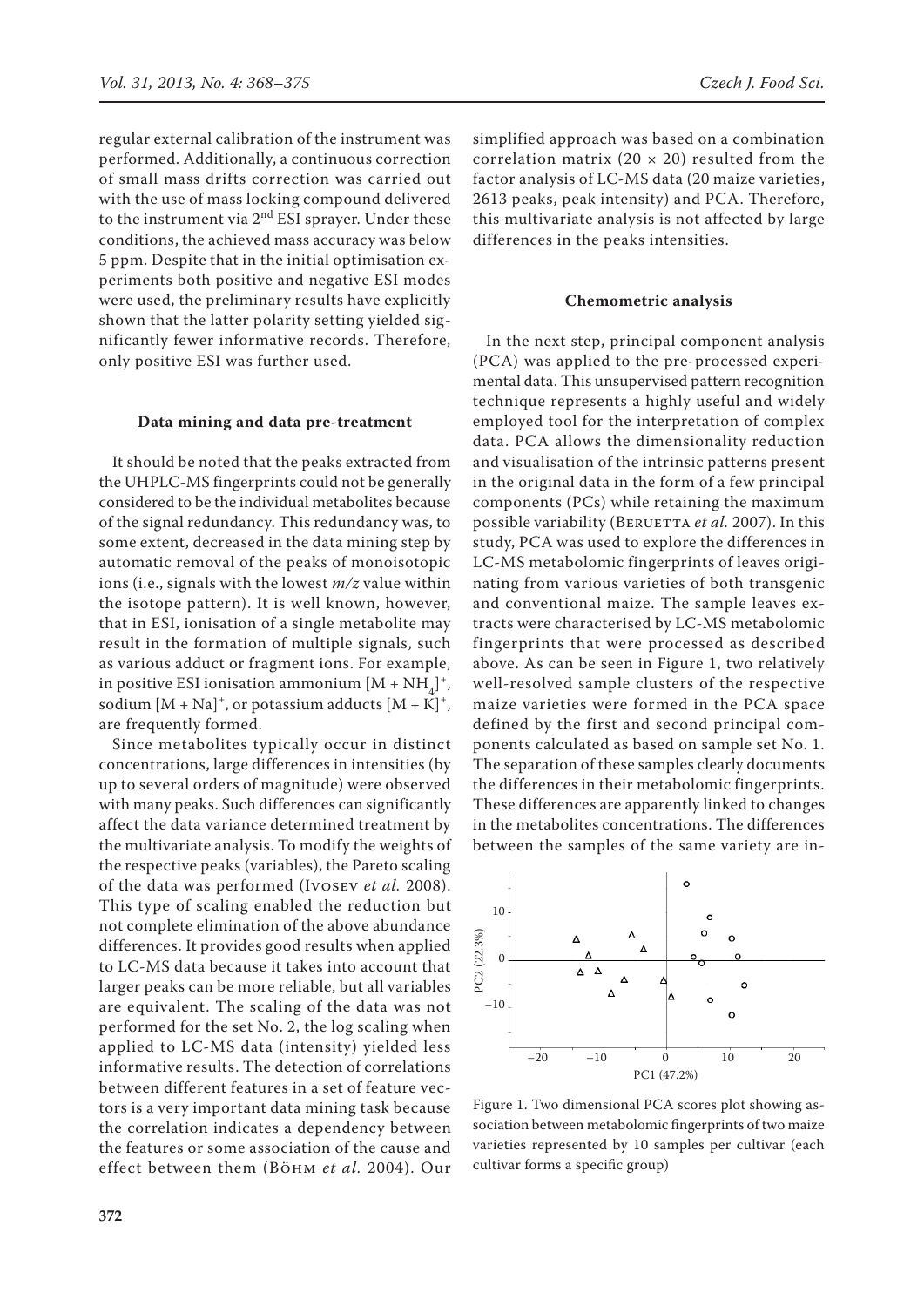regular external calibration of the instrument was performed. Additionally, a continuous correction of small mass drifts correction was carried out with the use of mass locking compound delivered to the instrument via 2nd ESI sprayer. Under these conditions, the achieved mass accuracy was below 5 ppm. Despite that in the initial optimisation experiments both positive and negative ESI modes were used, the preliminary results have explicitly shown that the latter polarity setting yielded significantly fewer informative records. Therefore, only positive ESI was further used.

### Data mining and data pre-treatment

It should be noted that the peaks extracted from the UHPLC-MS fingerprints could not be generally considered to be the individual metabolites because of the signal redundancy. This redundancy was, to some extent, decreased in the data mining step by automatic removal of the peaks of monoisotopic ions (i.e., signals with the lowest *m/z* value within the isotope pattern). It is well known, however, that in ESI, ionisation of a single metabolite may result in the formation of multiple signals, such as various adduct or fragment ions. For example, in positive ESI ionisation ammonium $[M + NH_4]^+$, sodium $[M + Na]^+$, or potassium adducts $[M + K]^+$, are frequently formed.

Since metabolites typically occur in distinct concentrations, large differences in intensities (by up to several orders of magnitude) were observed with many peaks. Such differences can significantly affect the data variance determined treatment by the multivariate analysis. To modify the weights of the respective peaks (variables), the Pareto scaling of the data was performed (Ivosev *et al.* 2008). This type of scaling enabled the reduction but not complete elimination of the above abundance differences. It provides good results when applied to LC-MS data because it takes into account that larger peaks can be more reliable, but all variables are equivalent. The scaling of the data was not performed for the set No. 2, the log scaling when applied to LC-MS data (intensity) yielded less informative results. The detection of correlations between different features in a set of feature vectors is a very important data mining task because the correlation indicates a dependency between the features or some association of the cause and effect between them (Böhm *et al.* 2004). Our simplified approach was based on a combination correlation matrix (20 × 20) resulted from the factor analysis of LC-MS data (20 maize varieties, 2613 peaks, peak intensity) and PCA. Therefore, this multivariate analysis is not affected by large differences in the peaks intensities.

### Chemometric analysis

In the next step, principal component analysis (PCA) was applied to the pre-processed experimental data. This unsupervised pattern recognition technique represents a highly useful and widely employed tool for the interpretation of complex data. PCA allows the dimensionality reduction and visualisation of the intrinsic patterns present in the original data in the form of a few principal components (PCs) while retaining the maximum possible variability (Beruetta *et al.* 2007). In this study, PCA was used to explore the differences in LC-MS metabolomic fingerprints of leaves originating from various varieties of both transgenic and conventional maize. The sample leaves extracts were characterised by LC-MS metabolomic fingerprints that were processed as described above. As can be seen in Figure 1, two relatively well-resolved sample clusters of the respective maize varieties were formed in the PCA space defined by the first and second principal components calculated as based on sample set No. 1. The separation of these samples clearly documents the differences in their metabolomic fingerprints. These differences are apparently linked to changes in the metabolites concentrations. The differences between the samples of the same variety are in-

Figure 1. Two dimensional PCA scores plot showing association between metabolomic fingerprints of two maize varieties represented by 10 samples per cultivar (each cultivar forms a specific group)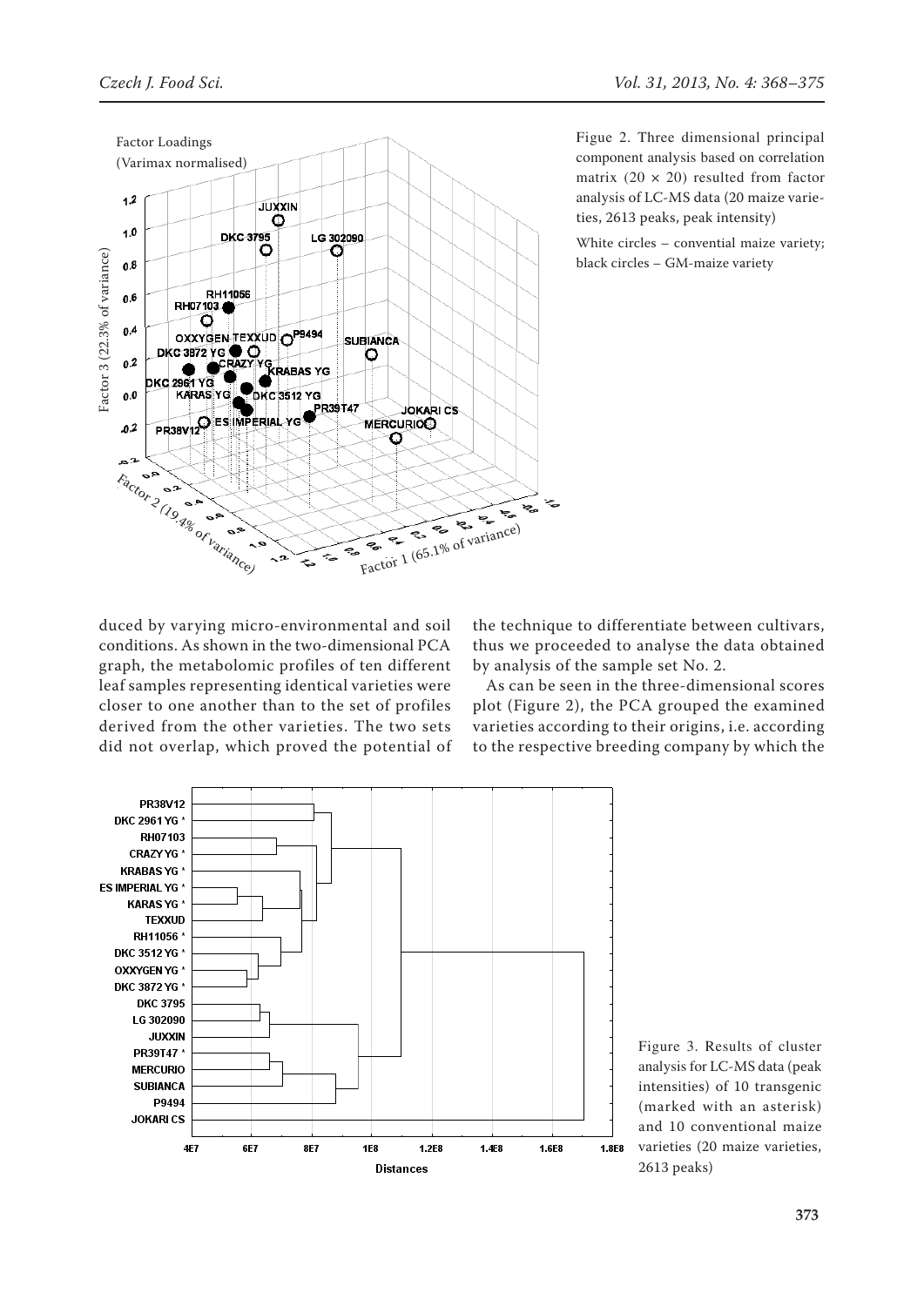Figue 2. Three dimensional principal component analysis based on correlation matrix (20 × 20) resulted from factor analysis of LC-MS data (20 maize varieties, 2613 peaks, peak intensity)

White circles – convential maize variety; black circles – GM-maize variety

duced by varying micro-environmental and soil conditions. As shown in the two-dimensional PCA graph, the metabolomic profiles of ten different leaf samples representing identical varieties were closer to one another than to the set of profiles derived from the other varieties. The two sets did not overlap, which proved the potential of the technique to differentiate between cultivars, thus we proceeded to analyse the data obtained by analysis of the sample set No. 2.

As can be seen in the three-dimensional scores plot (Figure 2), the PCA grouped the examined varieties according to their origins, i.e. according to the respective breeding company by which the

Figure 3. Results of cluster analysis for LC-MS data (peak intensities) of 10 transgenic (marked with an asterisk) and 10 conventional maize varieties (20 maize varieties, 2613 peaks)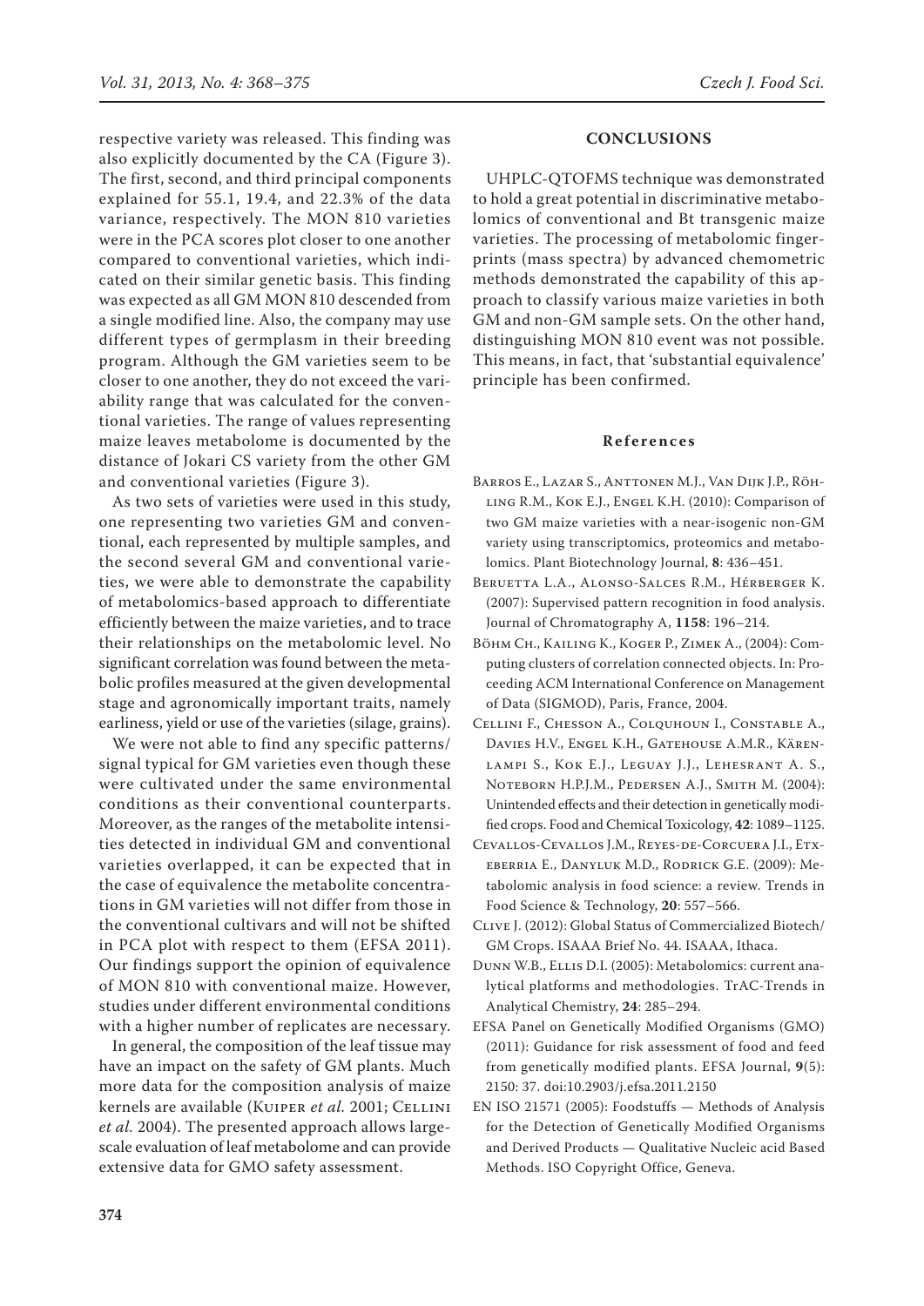respective variety was released. This finding was also explicitly documented by the CA (Figure 3). The first, second, and third principal components explained for 55.1, 19.4, and 22.3% of the data variance, respectively. The MON 810 varieties were in the PCA scores plot closer to one another compared to conventional varieties, which indicated on their similar genetic basis. This finding was expected as all GM MON 810 descended from a single modified line. Also, the company may use different types of germplasm in their breeding program. Although the GM varieties seem to be closer to one another, they do not exceed the variability range that was calculated for the conventional varieties. The range of values representing maize leaves metabolome is documented by the distance of Jokari CS variety from the other GM and conventional varieties (Figure 3).

As two sets of varieties were used in this study, one representing two varieties GM and conventional, each represented by multiple samples, and the second several GM and conventional varieties, we were able to demonstrate the capability of metabolomics-based approach to differentiate efficiently between the maize varieties, and to trace their relationships on the metabolomic level. No significant correlation was found between the metabolic profiles measured at the given developmental stage and agronomically important traits, namely earliness, yield or use of the varieties (silage, grains).

We were not able to find any specific patterns/signal typical for GM varieties even though these were cultivated under the same environmental conditions as their conventional counterparts. Moreover, as the ranges of the metabolite intensities detected in individual GM and conventional varieties overlapped, it can be expected that in the case of equivalence the metabolite concentrations in GM varieties will not differ from those in the conventional cultivars and will not be shifted in PCA plot with respect to them (EFSA 2011). Our findings support the opinion of equivalence of MON 810 with conventional maize. However, studies under different environmental conditions with a higher number of replicates are necessary.

In general, the composition of the leaf tissue may have an impact on the safety of GM plants. Much more data for the composition analysis of maize kernels are available (Kuiper *et al.* 2001; Cellini *et al.* 2004). The presented approach allows large-scale evaluation of leaf metabolome and can provide extensive data for GMO safety assessment.

## CONCLUSIONS

UHPLC-QTOFMS technique was demonstrated to hold a great potential in discriminative metabolomics of conventional and Bt transgenic maize varieties. The processing of metabolomic fingerprints (mass spectra) by advanced chemometric methods demonstrated the capability of this approach to classify various maize varieties in both GM and non-GM sample sets. On the other hand, distinguishing MON 810 event was not possible. This means, in fact, that 'substantial equivalence' principle has been confirmed.

### References

Barros E., Lazar S., Anttonen M.J., Van Dijk J.P., Röhling R.M., Kok E.J., Engel K.H. (2010): Comparison of two GM maize varieties with a near-isogenic non-GM variety using transcriptomics, proteomics and metabolomics. Plant Biotechnology Journal, **8**: 436–451.

Beruetta L.A., Alonso-Salces R.M., Hérberger K. (2007): Supervised pattern recognition in food analysis. Journal of Chromatography A, **1158**: 196–214.

Böhm Ch., Kailing K., Koger P., Zimek A., (2004): Computing clusters of correlation connected objects. In: Proceeding ACM International Conference on Management of Data (SIGMOD), Paris, France, 2004.

Cellini F., Chesson A., Colquhoun I., Constable A., Davies H.V., Engel K.H., Gatehouse A.M.R., Kärenlampi S., Kok E.J., Leguay J.J., Lehesrant A. S., Noteborn H.P.J.M., Pedersen A.J., Smith M. (2004): Unintended effects and their detection in genetically modified crops. Food and Chemical Toxicology, **42**: 1089–1125.

Cevallos-Cevallos J.M., Reyes-de-Corcuera J.I., Etxeberria E., Danyluk M.D., Rodrick G.E. (2009): Metabolomic analysis in food science: a review. Trends in Food Science & Technology, **20**: 557–566.

Clive J. (2012): Global Status of Commercialized Biotech/GM Crops. ISAAA Brief No. 44. ISAAA, Ithaca.

Dunn W.B., Ellis D.I. (2005): Metabolomics: current analytical platforms and methodologies. TrAC-Trends in Analytical Chemistry, **24**: 285–294.

EFSA Panel on Genetically Modified Organisms (GMO) (2011): Guidance for risk assessment of food and feed from genetically modified plants. EFSA Journal, **9**(5): 2150: 37. doi:10.2903/j.efsa.2011.2150

EN ISO 21571 (2005): Foodstuffs — Methods of Analysis for the Detection of Genetically Modified Organisms and Derived Products — Qualitative Nucleic acid Based Methods. ISO Copyright Office, Geneva.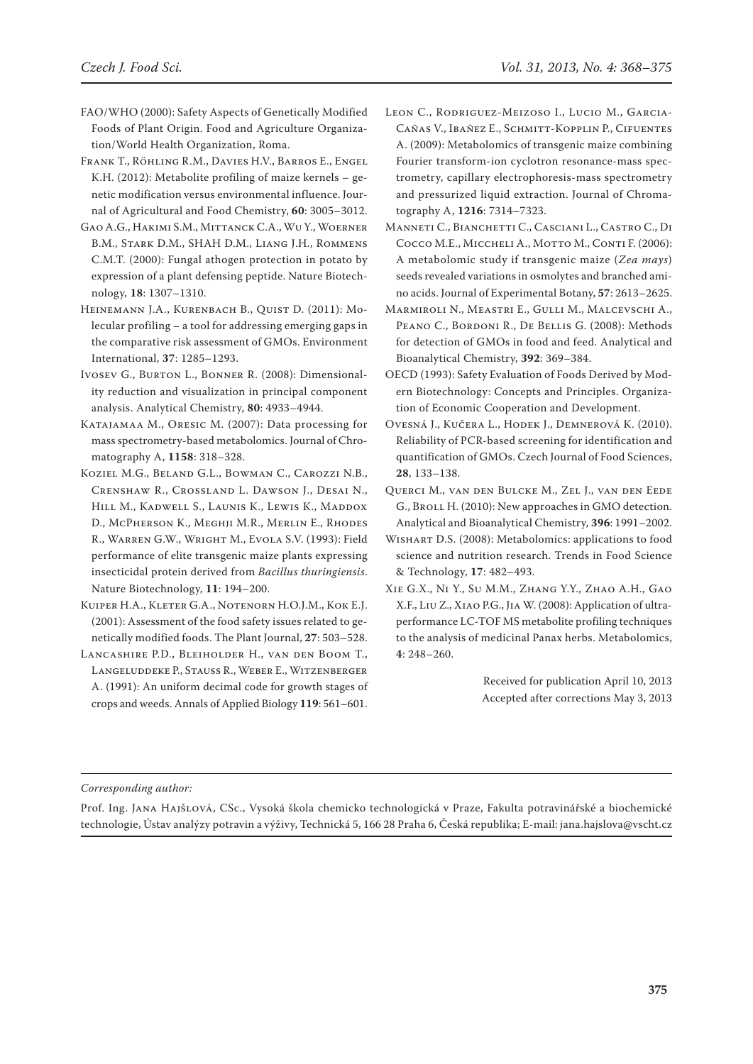FAO/WHO (2000): Safety Aspects of Genetically Modified Foods of Plant Origin. Food and Agriculture Organization/World Health Organization, Roma.

Frank T., Röhling R.M., Davies H.V., Barros E., Engel K.H. (2012): Metabolite profiling of maize kernels – genetic modification versus environmental influence. Journal of Agricultural and Food Chemistry, **60**: 3005–3012.

Gao A.G., Hakimi S.M., Mittanck C.A., Wu Y., Woerner B.M., Stark D.M., SHAH D.M., Liang J.H., Rommens C.M.T. (2000): Fungal athogen protection in potato by expression of a plant defensing peptide. Nature Biotechnology, **18**: 1307–1310.

Heinemann J.A., Kurenbach B., Quist D. (2011): Molecular profiling – a tool for addressing emerging gaps in the comparative risk assessment of GMOs. Environment International, **37**: 1285–1293.

Ivosev G., Burton L., Bonner R. (2008): Dimensionality reduction and visualization in principal component analysis. Analytical Chemistry, **80**: 4933–4944.

Katajamaa M., Oresic M. (2007): Data processing for mass spectrometry-based metabolomics. Journal of Chromatography A, **1158**: 318–328.

Koziel M.G., Beland G.L., Bowman C., Carozzi N.B., Crenshaw R., Crossland L. Dawson J., Desai N., Hill M., Kadwell S., Launis K., Lewis K., Maddox D., McPherson K., Meghji M.R., Merlin E., Rhodes R., Warren G.W., Wright M., Evola S.V. (1993): Field performance of elite transgenic maize plants expressing insecticidal protein derived from *Bacillus thuringiensis*. Nature Biotechnology, **11**: 194–200.

Kuiper H.A., Kleter G.A., Notenorn H.O.J.M., Kok E.J. (2001): Assessment of the food safety issues related to genetically modified foods. The Plant Journal, **27**: 503–528.

Lancashire P.D., Bleiholder H., van den Boom T., Langeluddeke P., Stauss R., Weber E., Witzenberger A. (1991): An uniform decimal code for growth stages of crops and weeds. Annals of Applied Biology **119**: 561–601.

Leon C., Rodriguez-Meizoso I., Lucio M., Garcia-Cañas V., Ibañez E., Schmitt-Kopplin P., Cifuentes A. (2009): Metabolomics of transgenic maize combining Fourier transform-ion cyclotron resonance-mass spectrometry, capillary electrophoresis-mass spectrometry and pressurized liquid extraction. Journal of Chromatography A, **1216**: 7314–7323.

Manneti C., Bianchetti C., Casciani L., Castro C., Di Cocco M.E., Miccheli A., Motto M., Conti F. (2006): A metabolomic study if transgenic maize (*Zea mays*) seeds revealed variations in osmolytes and branched amino acids. Journal of Experimental Botany, **57**: 2613–2625.

Marmiroli N., Meastri E., Gulli M., Malcevschi A., Peano C., Bordoni R., De Bellis G. (2008): Methods for detection of GMOs in food and feed. Analytical and Bioanalytical Chemistry, **392**: 369–384.

OECD (1993): Safety Evaluation of Foods Derived by Modern Biotechnology: Concepts and Principles. Organization of Economic Cooperation and Development.

Ovesná J., Kučera L., Hodek J., Demnerová K. (2010). Reliability of PCR-based screening for identification and quantification of GMOs. Czech Journal of Food Sciences, **28**, 133–138.

Querci M., van den Bulcke M., Zel J., van den Eede G., Broll H. (2010): New approaches in GMO detection. Analytical and Bioanalytical Chemistry, **396**: 1991–2002.

Wishart D.S. (2008): Metabolomics: applications to food science and nutrition research. Trends in Food Science & Technology, **17**: 482–493.

Xie G.X., Ni Y., Su M.M., Zhang Y.Y., Zhao A.H., Gao X.F., Liu Z., Xiao P.G., Jia W. (2008): Application of ultra-performance LC-TOF MS metabolite profiling techniques to the analysis of medicinal Panax herbs. Metabolomics, **4**: 248–260.

Received for publication April 10, 2013
Accepted after corrections May 3, 2013

*Corresponding author:*

Prof. Ing. Jana Hajšlová, CSc., Vysoká škola chemicko technologická v Praze, Fakulta potravinářské a biochemické technologie, Ústav analýzy potravin a výživy, Technická 5, 166 28 Praha 6, Česká republika; E-mail: jana.hajslova@vscht.cz